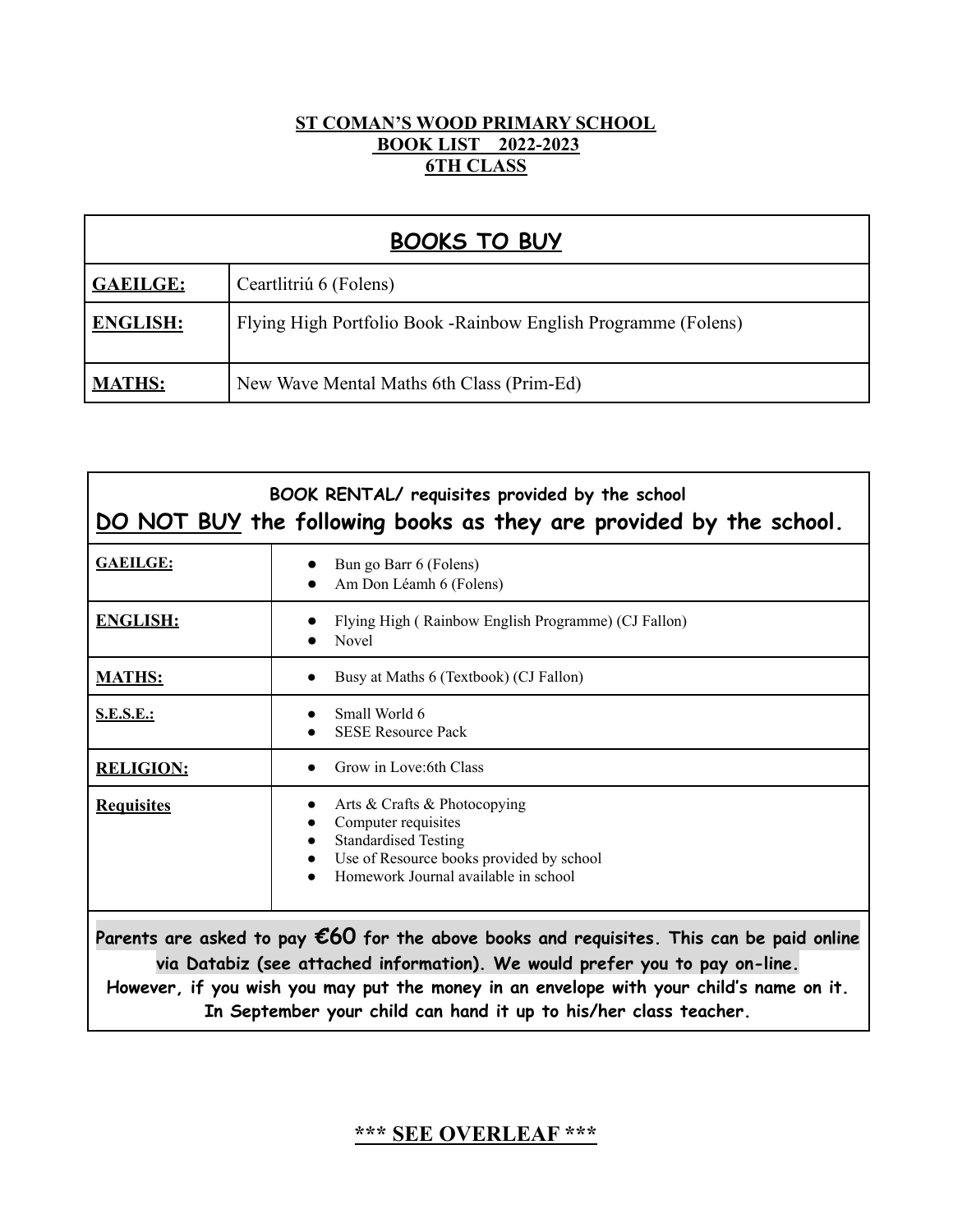# ST COMAN'S WOOD PRIMARY SCHOOL
## BOOK LIST 2022-2023
## 6TH CLASS

| **BOOKS TO BUY** | |
|---|---|
| **GAEILGE:** | Ceartlitriú 6 (Folens) |
| **ENGLISH:** | Flying High Portfolio Book -Rainbow English Programme (Folens) |
| **MATHS:** | New Wave Mental Maths 6th Class (Prim-Ed) |

**BOOK RENTAL/ requisites provided by the school**

**DO NOT BUY the following books as they are provided by the school.**

| | |
|---|---|
| **GAEILGE:** | • Bun go Barr 6 (Folens)<br>• Am Don Léamh 6 (Folens) |
| **ENGLISH:** | • Flying High ( Rainbow English Programme) (CJ Fallon)<br>• Novel |
| **MATHS:** | • Busy at Maths 6 (Textbook) (CJ Fallon) |
| **S.E.S.E.:** | • Small World 6<br>• SESE Resource Pack |
| **RELIGION:** | • Grow in Love:6th Class |
| **Requisites** | • Arts & Crafts & Photocopying<br>• Computer requisites<br>• Standardised Testing<br>• Use of Resource books provided by school<br>• Homework Journal available in school |

**Parents are asked to pay €60 for the above books and requisites. This can be paid online via Databiz (see attached information). We would prefer you to pay on-line. However, if you wish you may put the money in an envelope with your child's name on it. In September your child can hand it up to his/her class teacher.**

**\*\*\* SEE OVERLEAF \*\*\***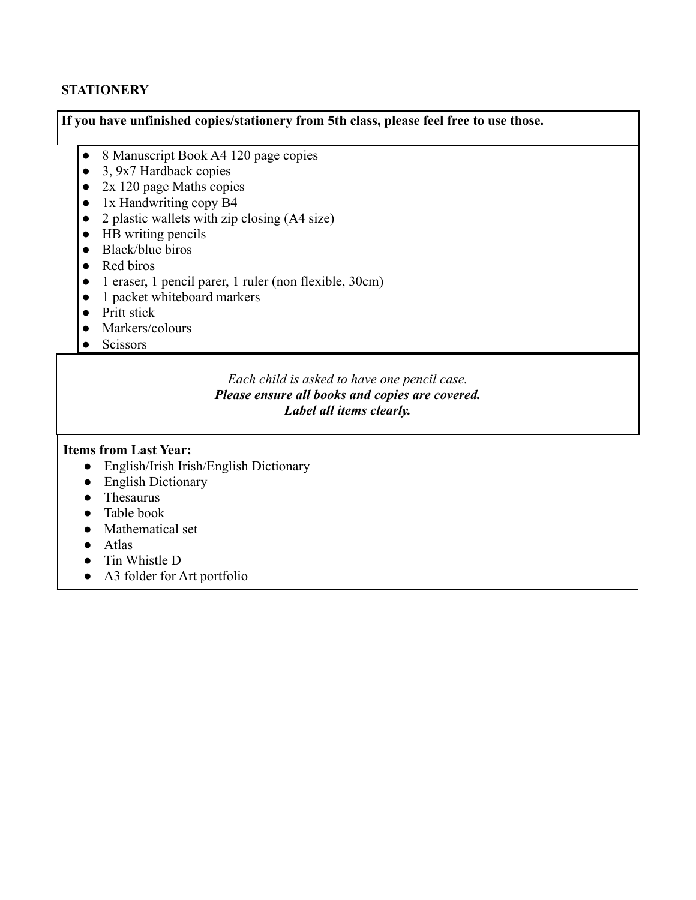**STATIONERY**

**If you have unfinished copies/stationery from 5th class, please feel free to use those.**

- 8 Manuscript Book A4 120 page copies
- 3, 9x7 Hardback copies
- 2x 120 page Maths copies
- 1x Handwriting copy B4
- 2 plastic wallets with zip closing (A4 size)
- HB writing pencils
- Black/blue biros
- Red biros
- 1 eraser, 1 pencil parer, 1 ruler (non flexible, 30cm)
- 1 packet whiteboard markers
- Pritt stick
- Markers/colours
- Scissors

*Each child is asked to have one pencil case.*
***Please ensure all books and copies are covered.***
***Label all items clearly.***

**Items from Last Year:**

- English/Irish Irish/English Dictionary
- English Dictionary
- Thesaurus
- Table book
- Mathematical set
- Atlas
- Tin Whistle D
- A3 folder for Art portfolio